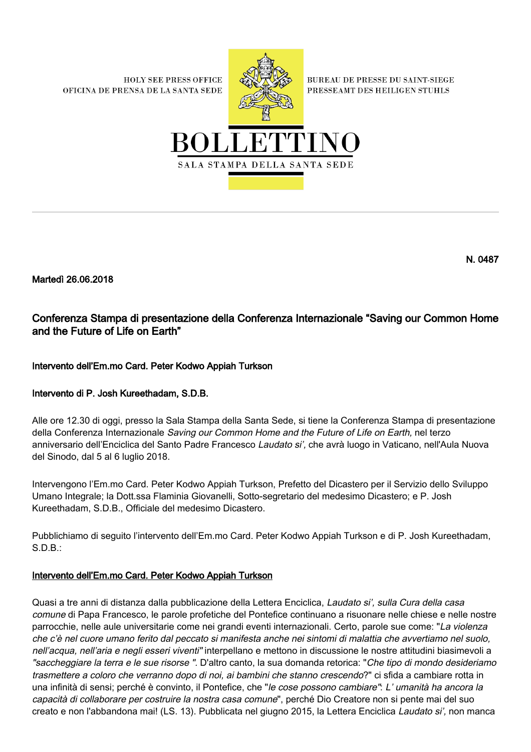HOLY SEE PRESS OFFICE
OFICINA DE PRENSA DE LA SANTA SEDE

BUREAU DE PRESSE DU SAINT-SIEGE
PRESSEAMT DES HEILIGEN STUHLS

# BOLLETTINO

SALA STAMPA DELLA SANTA SEDE

**N. 0487**

**Martedì 26.06.2018**

## Conferenza Stampa di presentazione della Conferenza Internazionale "Saving our Common Home and the Future of Life on Earth"

**Intervento dell'Em.mo Card. Peter Kodwo Appiah Turkson**

**Intervento di P. Josh Kureethadam, S.D.B.**

Alle ore 12.30 di oggi, presso la Sala Stampa della Santa Sede, si tiene la Conferenza Stampa di presentazione della Conferenza Internazionale *Saving our Common Home and the Future of Life on Earth,* nel terzo anniversario dell'Enciclica del Santo Padre Francesco *Laudato si',* che avrà luogo in Vaticano, nell'Aula Nuova del Sinodo, dal 5 al 6 luglio 2018.

Intervengono l'Em.mo Card. Peter Kodwo Appiah Turkson, Prefetto del Dicastero per il Servizio dello Sviluppo Umano Integrale; la Dott.ssa Flaminia Giovanelli, Sotto-segretario del medesimo Dicastero; e P. Josh Kureethadam, S.D.B., Officiale del medesimo Dicastero.

Pubblichiamo di seguito l'intervento dell'Em.mo Card. Peter Kodwo Appiah Turkson e di P. Josh Kureethadam, S.D.B.:

**Intervento dell'Em.mo Card. Peter Kodwo Appiah Turkson**

Quasi a tre anni di distanza dalla pubblicazione della Lettera Enciclica, *Laudato si', sulla Cura della casa comune* di Papa Francesco, le parole profetiche del Pontefice continuano a risuonare nelle chiese e nelle nostre parrocchie, nelle aule universitarie come nei grandi eventi internazionali. Certo, parole sue come: "*La violenza che c'è nel cuore umano ferito dal peccato si manifesta anche nei sintomi di malattia che avvertiamo nel suolo, nell'acqua, nell'aria e negli esseri viventi"* interpellano e mettono in discussione le nostre attitudini biasimevoli a *"saccheggiare la terra e le sue risorse "*. D'altro canto, la sua domanda retorica: "*Che tipo di mondo desideriamo trasmettere a coloro che verranno dopo di noi, ai bambini che stanno crescendo*?" ci sfida a cambiare rotta in una infinità di sensi; perché è convinto, il Pontefice, che "*le cose possono cambiare"*: *L' umanità ha ancora la capacità di collaborare per costruire la nostra casa comune*", perché Dio Creatore non si pente mai del suo creato e non l'abbandona mai! (LS. 13). Pubblicata nel giugno 2015, la Lettera Enciclica *Laudato si',* non manca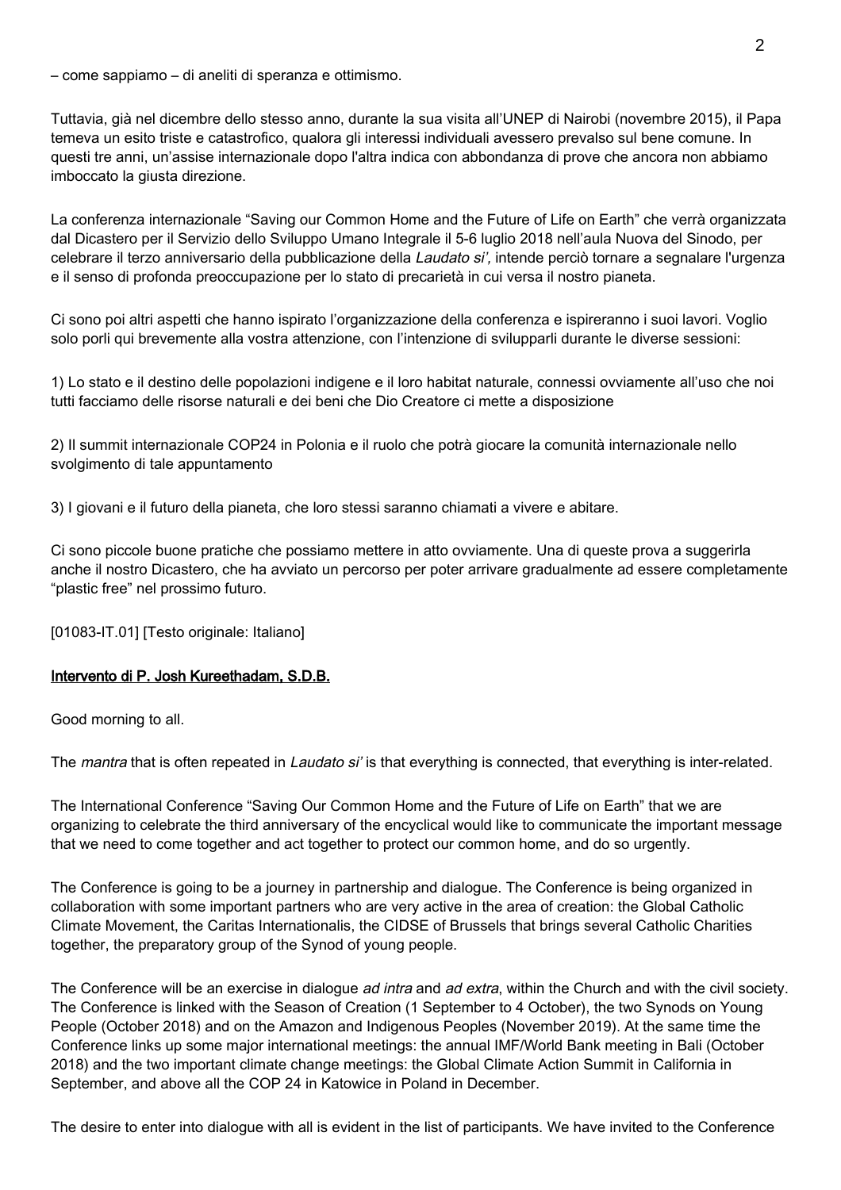– come sappiamo – di aneliti di speranza e ottimismo.

Tuttavia, già nel dicembre dello stesso anno, durante la sua visita all'UNEP di Nairobi (novembre 2015), il Papa temeva un esito triste e catastrofico, qualora gli interessi individuali avessero prevalso sul bene comune. In questi tre anni, un'assise internazionale dopo l'altra indica con abbondanza di prove che ancora non abbiamo imboccato la giusta direzione.

La conferenza internazionale "Saving our Common Home and the Future of Life on Earth" che verrà organizzata dal Dicastero per il Servizio dello Sviluppo Umano Integrale il 5-6 luglio 2018 nell'aula Nuova del Sinodo, per celebrare il terzo anniversario della pubblicazione della *Laudato si',* intende perciò tornare a segnalare l'urgenza e il senso di profonda preoccupazione per lo stato di precarietà in cui versa il nostro pianeta.

Ci sono poi altri aspetti che hanno ispirato l'organizzazione della conferenza e ispireranno i suoi lavori. Voglio solo porli qui brevemente alla vostra attenzione, con l'intenzione di svilupparli durante le diverse sessioni:

1) Lo stato e il destino delle popolazioni indigene e il loro habitat naturale, connessi ovviamente all'uso che noi tutti facciamo delle risorse naturali e dei beni che Dio Creatore ci mette a disposizione

2) Il summit internazionale COP24 in Polonia e il ruolo che potrà giocare la comunità internazionale nello svolgimento di tale appuntamento

3) I giovani e il futuro della pianeta, che loro stessi saranno chiamati a vivere e abitare.

Ci sono piccole buone pratiche che possiamo mettere in atto ovviamente. Una di queste prova a suggerirla anche il nostro Dicastero, che ha avviato un percorso per poter arrivare gradualmente ad essere completamente "plastic free" nel prossimo futuro.

[01083-IT.01] [Testo originale: Italiano]

**Intervento di P. Josh Kureethadam, S.D.B.**

Good morning to all.

The *mantra* that is often repeated in *Laudato si'* is that everything is connected, that everything is inter-related.

The International Conference "Saving Our Common Home and the Future of Life on Earth" that we are organizing to celebrate the third anniversary of the encyclical would like to communicate the important message that we need to come together and act together to protect our common home, and do so urgently.

The Conference is going to be a journey in partnership and dialogue. The Conference is being organized in collaboration with some important partners who are very active in the area of creation: the Global Catholic Climate Movement, the Caritas Internationalis, the CIDSE of Brussels that brings several Catholic Charities together, the preparatory group of the Synod of young people.

The Conference will be an exercise in dialogue *ad intra* and *ad extra*, within the Church and with the civil society. The Conference is linked with the Season of Creation (1 September to 4 October), the two Synods on Young People (October 2018) and on the Amazon and Indigenous Peoples (November 2019). At the same time the Conference links up some major international meetings: the annual IMF/World Bank meeting in Bali (October 2018) and the two important climate change meetings: the Global Climate Action Summit in California in September, and above all the COP 24 in Katowice in Poland in December.

The desire to enter into dialogue with all is evident in the list of participants. We have invited to the Conference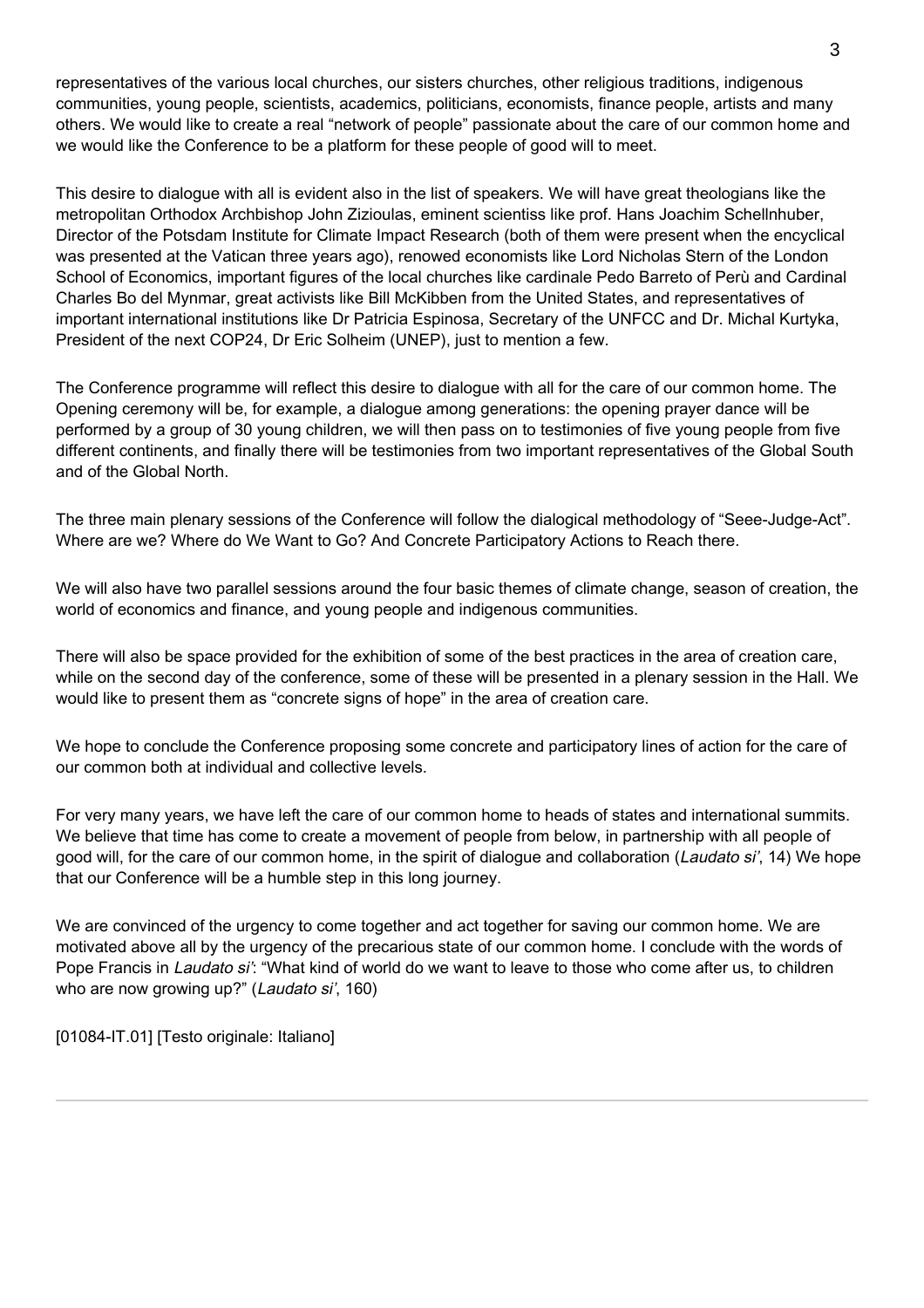representatives of the various local churches, our sisters churches, other religious traditions, indigenous communities, young people, scientists, academics, politicians, economists, finance people, artists and many others. We would like to create a real "network of people" passionate about the care of our common home and we would like the Conference to be a platform for these people of good will to meet.

This desire to dialogue with all is evident also in the list of speakers. We will have great theologians like the metropolitan Orthodox Archbishop John Zizioulas, eminent scientiss like prof. Hans Joachim Schellnhuber, Director of the Potsdam Institute for Climate Impact Research (both of them were present when the encyclical was presented at the Vatican three years ago), renowed economists like Lord Nicholas Stern of the London School of Economics, important figures of the local churches like cardinale Pedo Barreto of Perù and Cardinal Charles Bo del Mynmar, great activists like Bill McKibben from the United States, and representatives of important international institutions like Dr Patricia Espinosa, Secretary of the UNFCC and Dr. Michal Kurtyka, President of the next COP24, Dr Eric Solheim (UNEP), just to mention a few.

The Conference programme will reflect this desire to dialogue with all for the care of our common home. The Opening ceremony will be, for example, a dialogue among generations: the opening prayer dance will be performed by a group of 30 young children, we will then pass on to testimonies of five young people from five different continents, and finally there will be testimonies from two important representatives of the Global South and of the Global North.

The three main plenary sessions of the Conference will follow the dialogical methodology of "Seee-Judge-Act". Where are we? Where do We Want to Go? And Concrete Participatory Actions to Reach there.

We will also have two parallel sessions around the four basic themes of climate change, season of creation, the world of economics and finance, and young people and indigenous communities.

There will also be space provided for the exhibition of some of the best practices in the area of creation care, while on the second day of the conference, some of these will be presented in a plenary session in the Hall. We would like to present them as "concrete signs of hope" in the area of creation care.

We hope to conclude the Conference proposing some concrete and participatory lines of action for the care of our common both at individual and collective levels.

For very many years, we have left the care of our common home to heads of states and international summits. We believe that time has come to create a movement of people from below, in partnership with all people of good will, for the care of our common home, in the spirit of dialogue and collaboration (*Laudato si'*, 14) We hope that our Conference will be a humble step in this long journey.

We are convinced of the urgency to come together and act together for saving our common home. We are motivated above all by the urgency of the precarious state of our common home. I conclude with the words of Pope Francis in *Laudato si'*: "What kind of world do we want to leave to those who come after us, to children who are now growing up?" (*Laudato si'*, 160)

[01084-IT.01] [Testo originale: Italiano]